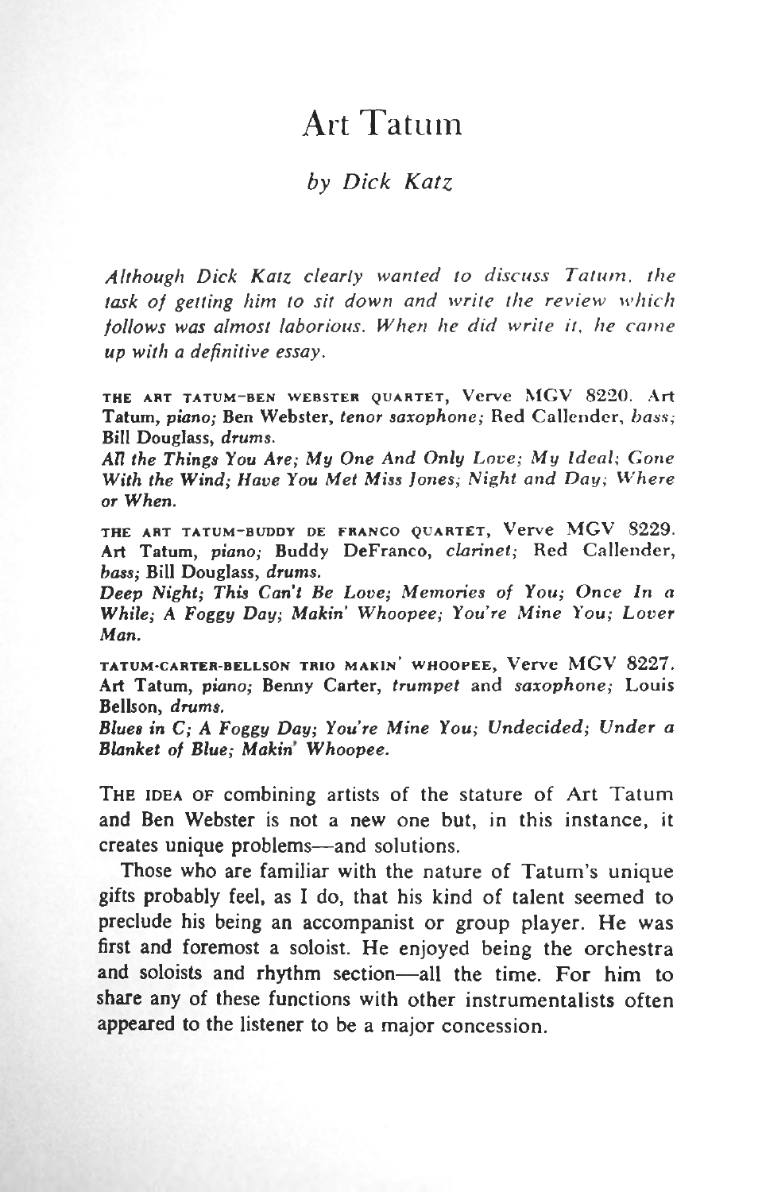# Art Tatum

*by Dick Katz*

*Although Dick Katz clearly wanted to discuss Tatum, the task of getting him to sit down and write the review which follows was almost laborious. When he did write it, he came up with a definitive essay.*

THE ART TATUM–BEN WEBSTER QUARTET, Verve MGV 8220. Art Tatum, *piano;* Ben Webster, *tenor saxophone;* Red Callender, *bass;* Bill Douglass, *drums.*

***All the Things You Are; My One And Only Love; My Ideal; Gone With the Wind; Have You Met Miss Jones; Night and Day; Where or When.***

THE ART TATUM–BUDDY DE FRANCO QUARTET, Verve MGV 8229. Art Tatum, *piano;* Buddy DeFranco, *clarinet;* Red Callender, *bass;* Bill Douglass, *drums.*

***Deep Night; This Can't Be Love; Memories of You; Once In a While; A Foggy Day; Makin' Whoopee; You're Mine You; Lover Man.***

TATUM-CARTER-BELLSON TRIO MAKIN' WHOOPEE, Verve MGV 8227. Art Tatum, *piano;* Benny Carter, *trumpet* and *saxophone;* Louis Bellson, *drums.*

***Blues in C; A Foggy Day; You're Mine You; Undecided; Under a Blanket of Blue; Makin' Whoopee.***

THE IDEA OF combining artists of the stature of Art Tatum and Ben Webster is not a new one but, in this instance, it creates unique problems—and solutions.

Those who are familiar with the nature of Tatum's unique gifts probably feel, as I do, that his kind of talent seemed to preclude his being an accompanist or group player. He was first and foremost a soloist. He enjoyed being the orchestra and soloists and rhythm section—all the time. For him to share any of these functions with other instrumentalists often appeared to the listener to be a major concession.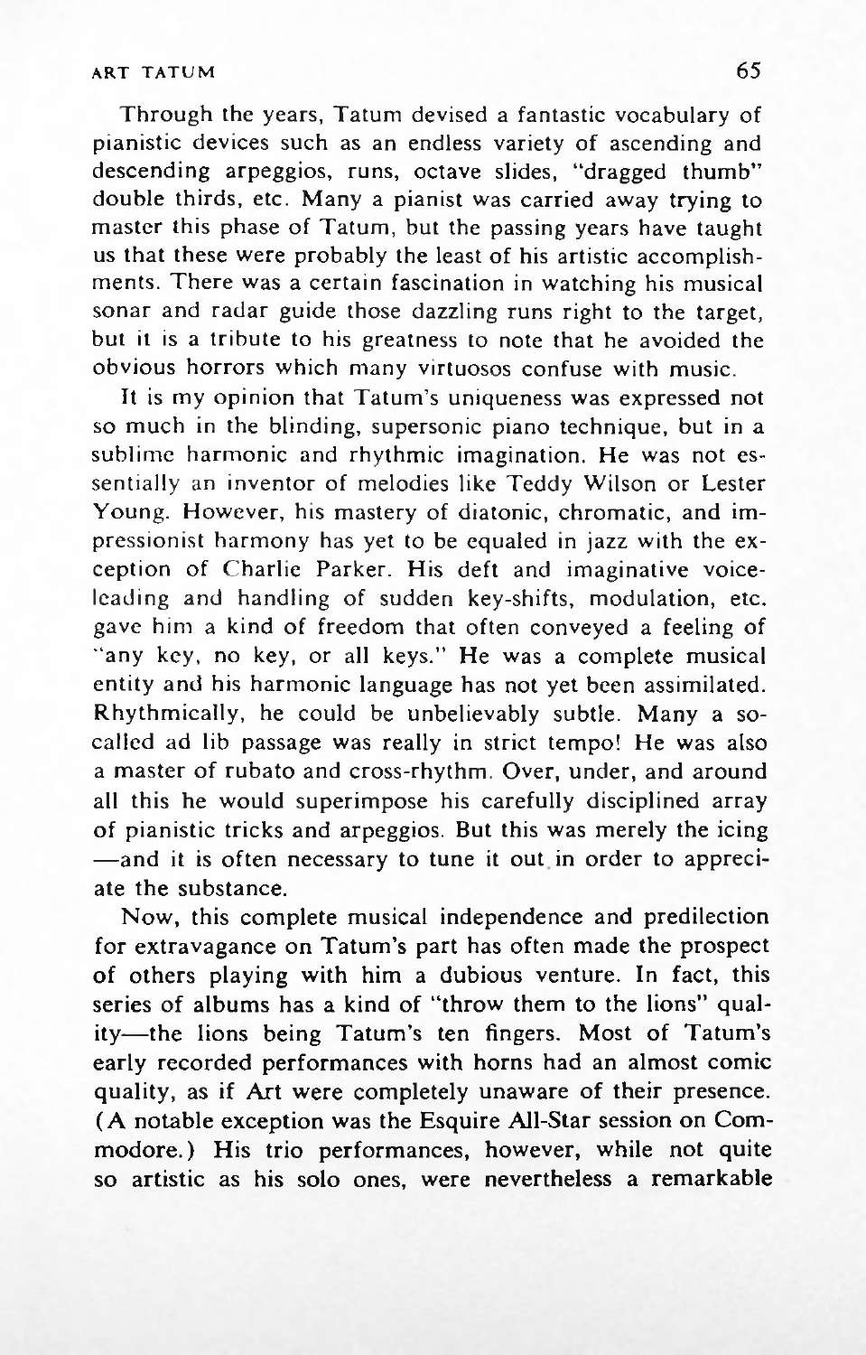Through the years, Tatum devised a fantastic vocabulary of pianistic devices such as an endless variety of ascending and descending arpeggios, runs, octave slides, "dragged thumb" double thirds, etc. Many a pianist was carried away trying to master this phase of Tatum, but the passing years have taught us that these were probably the least of his artistic accomplishments. There was a certain fascination in watching his musical sonar and radar guide those dazzling runs right to the target, but it is a tribute to his greatness to note that he avoided the obvious horrors which many virtuosos confuse with music.

It is my opinion that Tatum's uniqueness was expressed not so much in the blinding, supersonic piano technique, but in a sublime harmonic and rhythmic imagination. He was not essentially an inventor of melodies like Teddy Wilson or Lester Young. However, his mastery of diatonic, chromatic, and impressionist harmony has yet to be equaled in jazz with the exception of Charlie Parker. His deft and imaginative voice-leading and handling of sudden key-shifts, modulation, etc. gave him a kind of freedom that often conveyed a feeling of "any key, no key, or all keys." He was a complete musical entity and his harmonic language has not yet been assimilated. Rhythmically, he could be unbelievably subtle. Many a so-called ad lib passage was really in strict tempo! He was also a master of rubato and cross-rhythm. Over, under, and around all this he would superimpose his carefully disciplined array of pianistic tricks and arpeggios. But this was merely the icing —and it is often necessary to tune it out in order to appreciate the substance.

Now, this complete musical independence and predilection for extravagance on Tatum's part has often made the prospect of others playing with him a dubious venture. In fact, this series of albums has a kind of "throw them to the lions" quality—the lions being Tatum's ten fingers. Most of Tatum's early recorded performances with horns had an almost comic quality, as if Art were completely unaware of their presence. (A notable exception was the Esquire All-Star session on Commodore.) His trio performances, however, while not quite so artistic as his solo ones, were nevertheless a remarkable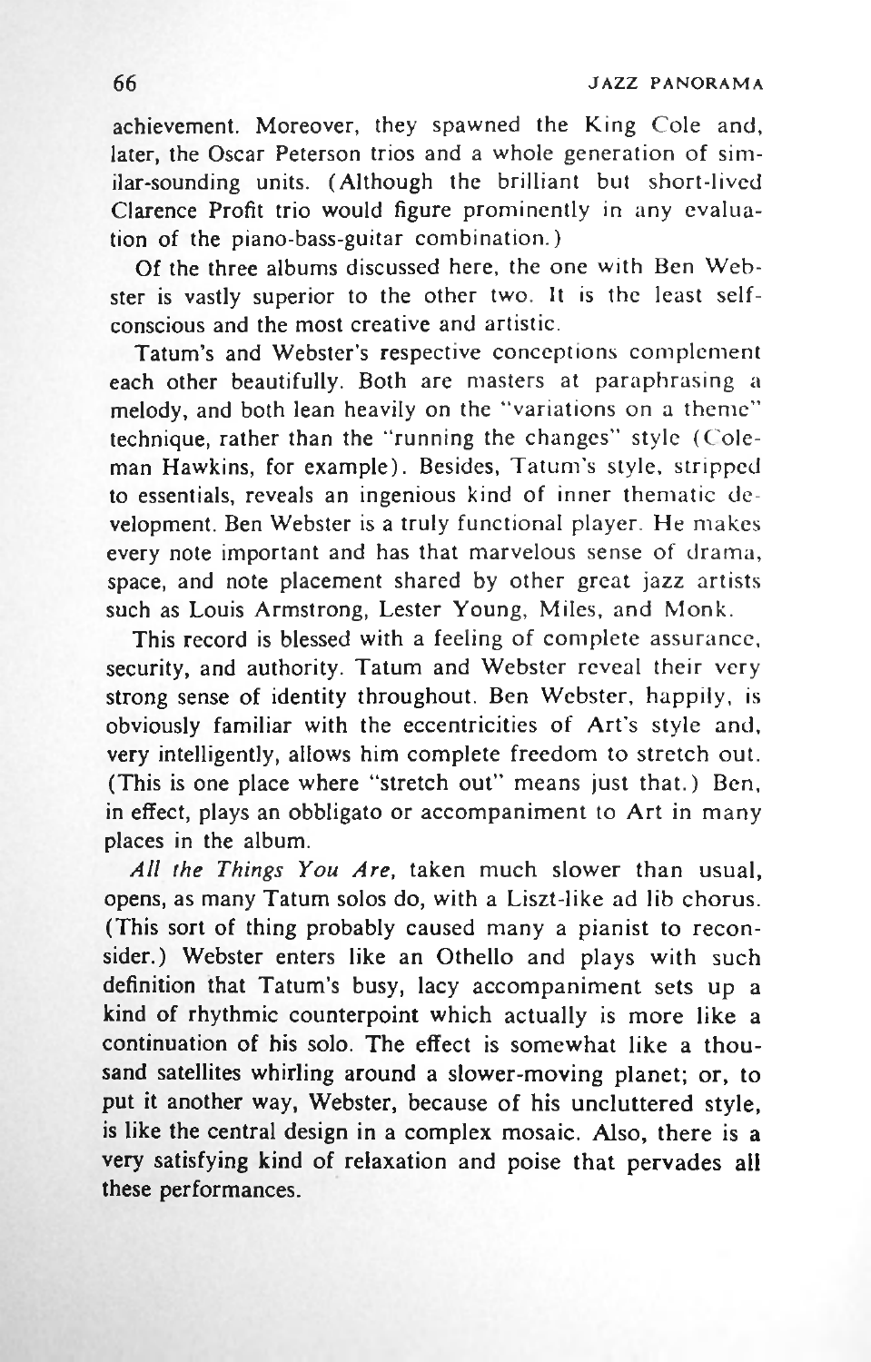achievement. Moreover, they spawned the King Cole and, later, the Oscar Peterson trios and a whole generation of similar-sounding units. (Although the brilliant but short-lived Clarence Profit trio would figure prominently in any evaluation of the piano-bass-guitar combination.)

Of the three albums discussed here, the one with Ben Webster is vastly superior to the other two. It is the least self-conscious and the most creative and artistic.

Tatum's and Webster's respective conceptions complement each other beautifully. Both are masters at paraphrasing a melody, and both lean heavily on the "variations on a theme" technique, rather than the "running the changes" style (Coleman Hawkins, for example). Besides, Tatum's style, stripped to essentials, reveals an ingenious kind of inner thematic development. Ben Webster is a truly functional player. He makes every note important and has that marvelous sense of drama, space, and note placement shared by other great jazz artists such as Louis Armstrong, Lester Young, Miles, and Monk.

This record is blessed with a feeling of complete assurance, security, and authority. Tatum and Webster reveal their very strong sense of identity throughout. Ben Webster, happily, is obviously familiar with the eccentricities of Art's style and, very intelligently, allows him complete freedom to stretch out. (This is one place where "stretch out" means just that.) Ben, in effect, plays an obbligato or accompaniment to Art in many places in the album.

*All the Things You Are*, taken much slower than usual, opens, as many Tatum solos do, with a Liszt-like ad lib chorus. (This sort of thing probably caused many a pianist to reconsider.) Webster enters like an Othello and plays with such definition that Tatum's busy, lacy accompaniment sets up a kind of rhythmic counterpoint which actually is more like a continuation of his solo. The effect is somewhat like a thousand satellites whirling around a slower-moving planet; or, to put it another way, Webster, because of his uncluttered style, is like the central design in a complex mosaic. Also, there is a very satisfying kind of relaxation and poise that pervades all these performances.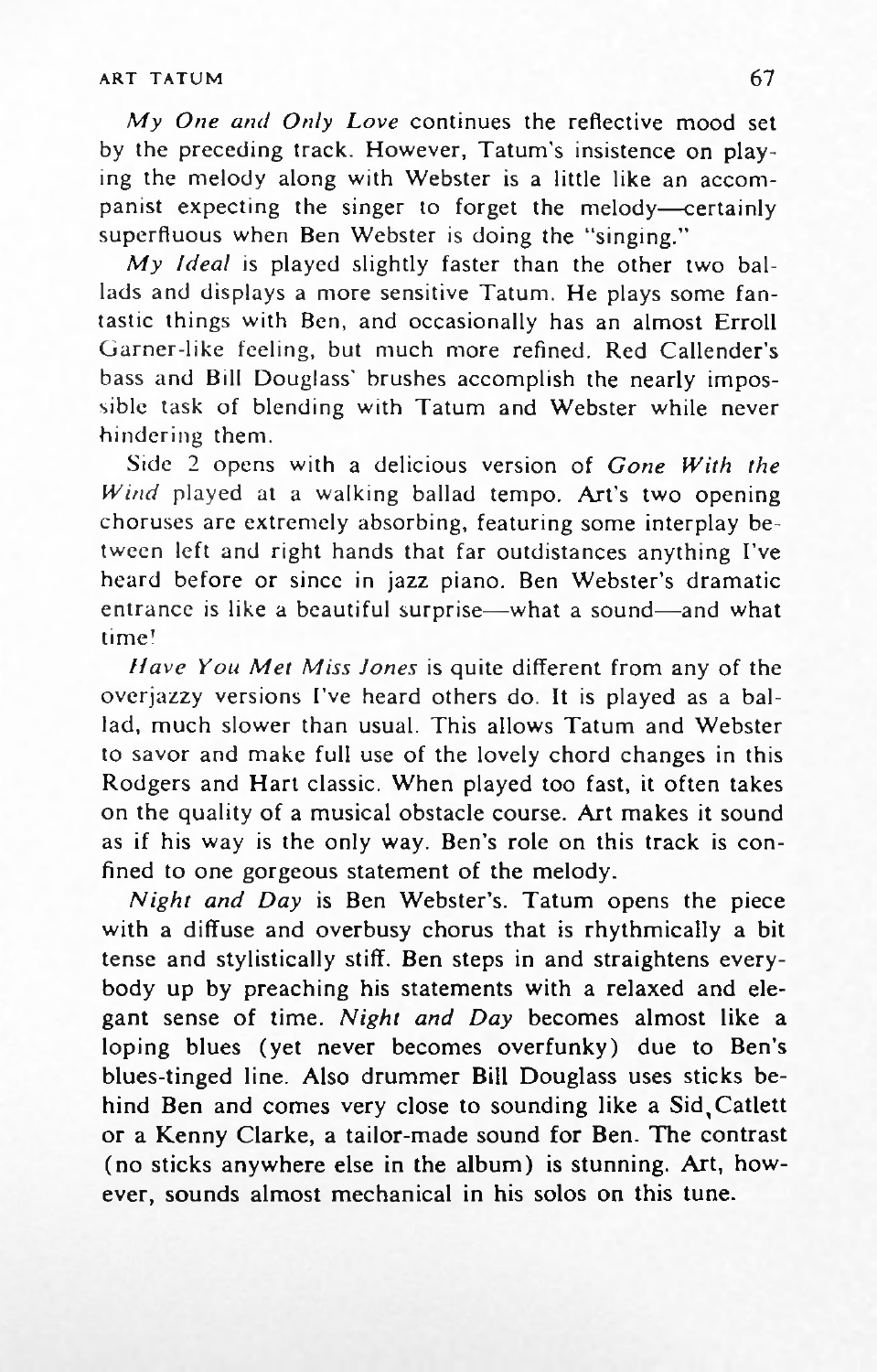*My One and Only Love* continues the reflective mood set by the preceding track. However, Tatum's insistence on playing the melody along with Webster is a little like an accompanist expecting the singer to forget the melody—certainly superfluous when Ben Webster is doing the "singing."

*My Ideal* is played slightly faster than the other two ballads and displays a more sensitive Tatum. He plays some fantastic things with Ben, and occasionally has an almost Erroll Garner-like feeling, but much more refined. Red Callender's bass and Bill Douglass' brushes accomplish the nearly impossible task of blending with Tatum and Webster while never hindering them.

Side 2 opens with a delicious version of *Gone With the Wind* played at a walking ballad tempo. Art's two opening choruses are extremely absorbing, featuring some interplay between left and right hands that far outdistances anything I've heard before or since in jazz piano. Ben Webster's dramatic entrance is like a beautiful surprise—what a sound—and what time!

*Have You Met Miss Jones* is quite different from any of the overjazzy versions I've heard others do. It is played as a ballad, much slower than usual. This allows Tatum and Webster to savor and make full use of the lovely chord changes in this Rodgers and Hart classic. When played too fast, it often takes on the quality of a musical obstacle course. Art makes it sound as if his way is the only way. Ben's role on this track is confined to one gorgeous statement of the melody.

*Night and Day* is Ben Webster's. Tatum opens the piece with a diffuse and overbusy chorus that is rhythmically a bit tense and stylistically stiff. Ben steps in and straightens everybody up by preaching his statements with a relaxed and elegant sense of time. *Night and Day* becomes almost like a loping blues (yet never becomes overfunky) due to Ben's blues-tinged line. Also drummer Bill Douglass uses sticks behind Ben and comes very close to sounding like a Sid Catlett or a Kenny Clarke, a tailor-made sound for Ben. The contrast (no sticks anywhere else in the album) is stunning. Art, however, sounds almost mechanical in his solos on this tune.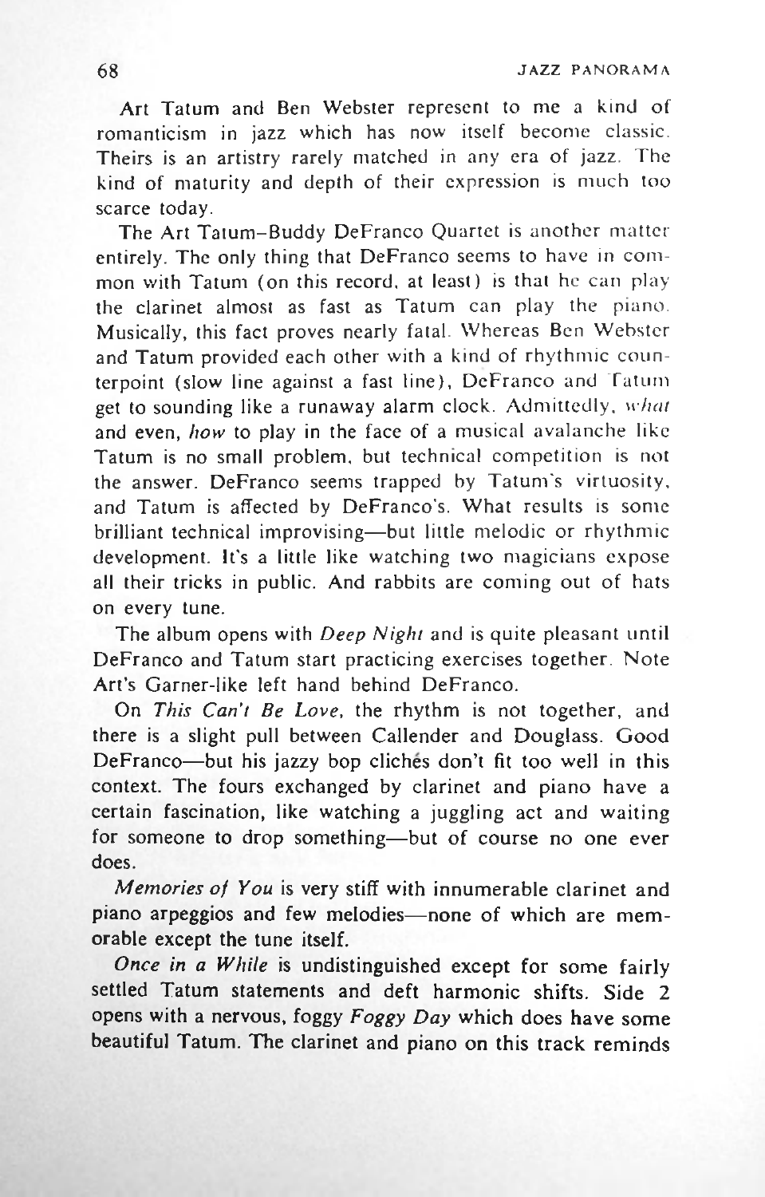Art Tatum and Ben Webster represent to me a kind of romanticism in jazz which has now itself become classic. Theirs is an artistry rarely matched in any era of jazz. The kind of maturity and depth of their expression is much too scarce today.

The Art Tatum–Buddy DeFranco Quartet is another matter entirely. The only thing that DeFranco seems to have in common with Tatum (on this record, at least) is that he can play the clarinet almost as fast as Tatum can play the piano. Musically, this fact proves nearly fatal. Whereas Ben Webster and Tatum provided each other with a kind of rhythmic counterpoint (slow line against a fast line), DeFranco and Tatum get to sounding like a runaway alarm clock. Admittedly, *what* and even, *how* to play in the face of a musical avalanche like Tatum is no small problem, but technical competition is not the answer. DeFranco seems trapped by Tatum's virtuosity, and Tatum is affected by DeFranco's. What results is some brilliant technical improvising—but little melodic or rhythmic development. It's a little like watching two magicians expose all their tricks in public. And rabbits are coming out of hats on every tune.

The album opens with *Deep Night* and is quite pleasant until DeFranco and Tatum start practicing exercises together. Note Art's Garner-like left hand behind DeFranco.

On *This Can't Be Love*, the rhythm is not together, and there is a slight pull between Callender and Douglass. Good DeFranco—but his jazzy bop clichés don't fit too well in this context. The fours exchanged by clarinet and piano have a certain fascination, like watching a juggling act and waiting for someone to drop something—but of course no one ever does.

*Memories of You* is very stiff with innumerable clarinet and piano arpeggios and few melodies—none of which are memorable except the tune itself.

*Once in a While* is undistinguished except for some fairly settled Tatum statements and deft harmonic shifts. Side 2 opens with a nervous, foggy *Foggy Day* which does have some beautiful Tatum. The clarinet and piano on this track reminds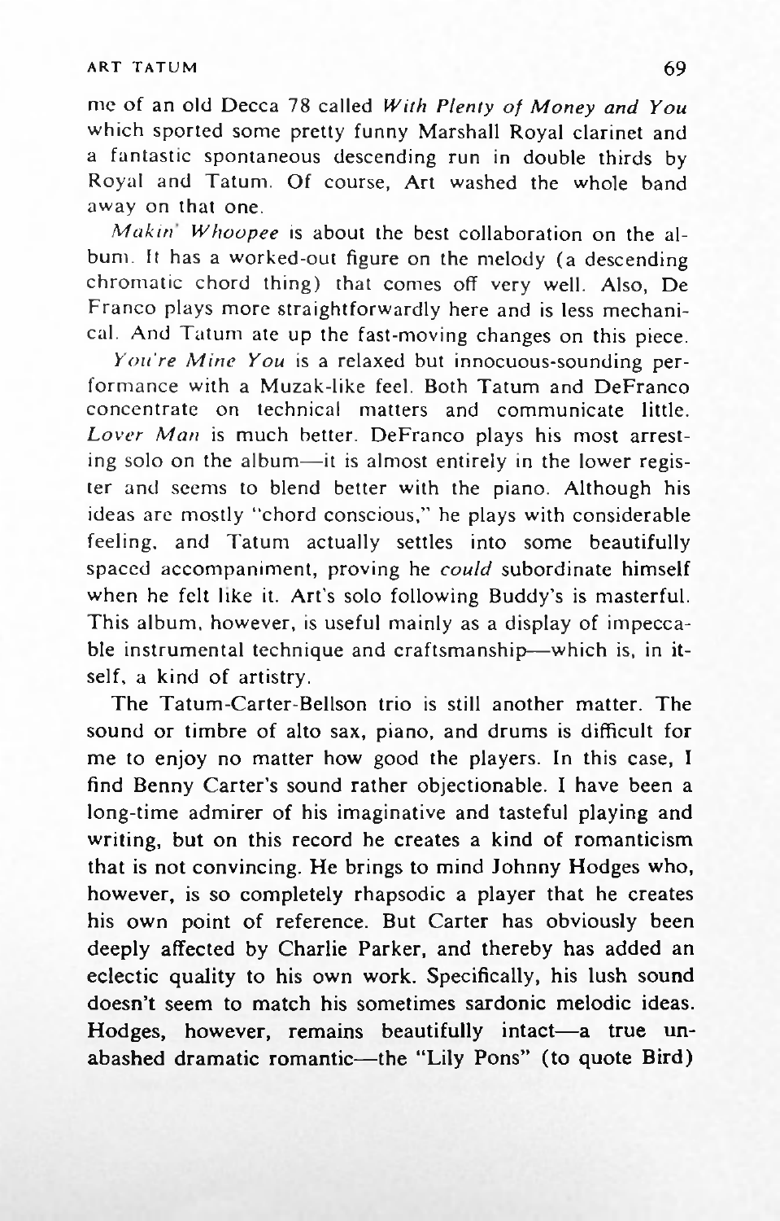me of an old Decca 78 called *With Plenty of Money and You* which sported some pretty funny Marshall Royal clarinet and a fantastic spontaneous descending run in double thirds by Royal and Tatum. Of course, Art washed the whole band away on that one.

*Makin' Whoopee* is about the best collaboration on the album. It has a worked-out figure on the melody (a descending chromatic chord thing) that comes off very well. Also, De Franco plays more straightforwardly here and is less mechanical. And Tatum ate up the fast-moving changes on this piece.

*You're Mine You* is a relaxed but innocuous-sounding performance with a Muzak-like feel. Both Tatum and DeFranco concentrate on technical matters and communicate little. *Lover Man* is much better. DeFranco plays his most arresting solo on the album—it is almost entirely in the lower register and seems to blend better with the piano. Although his ideas are mostly "chord conscious," he plays with considerable feeling, and Tatum actually settles into some beautifully spaced accompaniment, proving he *could* subordinate himself when he felt like it. Art's solo following Buddy's is masterful. This album, however, is useful mainly as a display of impeccable instrumental technique and craftsmanship—which is, in itself, a kind of artistry.

The Tatum-Carter-Bellson trio is still another matter. The sound or timbre of alto sax, piano, and drums is difficult for me to enjoy no matter how good the players. In this case, I find Benny Carter's sound rather objectionable. I have been a long-time admirer of his imaginative and tasteful playing and writing, but on this record he creates a kind of romanticism that is not convincing. He brings to mind Johnny Hodges who, however, is so completely rhapsodic a player that he creates his own point of reference. But Carter has obviously been deeply affected by Charlie Parker, and thereby has added an eclectic quality to his own work. Specifically, his lush sound doesn't seem to match his sometimes sardonic melodic ideas. Hodges, however, remains beautifully intact—a true unabashed dramatic romantic—the "Lily Pons" (to quote Bird)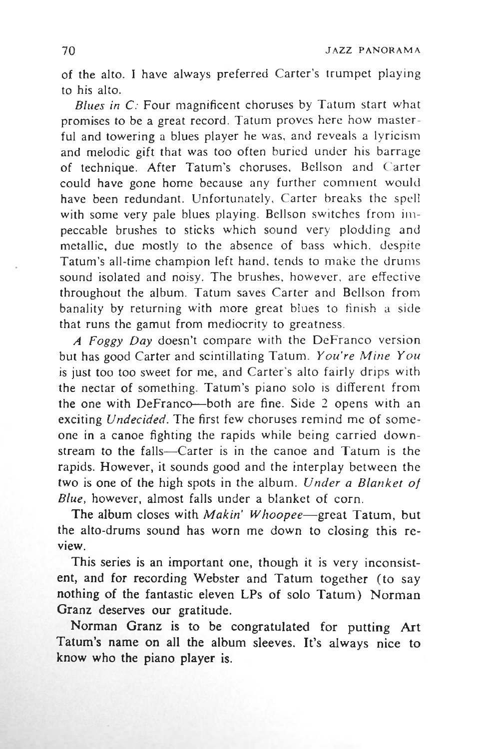of the alto. I have always preferred Carter's trumpet playing to his alto.

*Blues in C:* Four magnificent choruses by Tatum start what promises to be a great record. Tatum proves here how masterful and towering a blues player he was, and reveals a lyricism and melodic gift that was too often buried under his barrage of technique. After Tatum's choruses, Bellson and Carter could have gone home because any further comment would have been redundant. Unfortunately, Carter breaks the spell with some very pale blues playing. Bellson switches from impeccable brushes to sticks which sound very plodding and metallic, due mostly to the absence of bass which, despite Tatum's all-time champion left hand, tends to make the drums sound isolated and noisy. The brushes, however, are effective throughout the album. Tatum saves Carter and Bellson from banality by returning with more great blues to finish a side that runs the gamut from mediocrity to greatness.

*A Foggy Day* doesn't compare with the DeFranco version but has good Carter and scintillating Tatum. *You're Mine You* is just too too sweet for me, and Carter's alto fairly drips with the nectar of something. Tatum's piano solo is different from the one with DeFranco—both are fine. Side 2 opens with an exciting *Undecided*. The first few choruses remind me of someone in a canoe fighting the rapids while being carried downstream to the falls—Carter is in the canoe and Tatum is the rapids. However, it sounds good and the interplay between the two is one of the high spots in the album. *Under a Blanket of Blue*, however, almost falls under a blanket of corn.

The album closes with *Makin' Whoopee*—great Tatum, but the alto-drums sound has worn me down to closing this review.

This series is an important one, though it is very inconsistent, and for recording Webster and Tatum together (to say nothing of the fantastic eleven LPs of solo Tatum) Norman Granz deserves our gratitude.

Norman Granz is to be congratulated for putting Art Tatum's name on all the album sleeves. It's always nice to know who the piano player is.